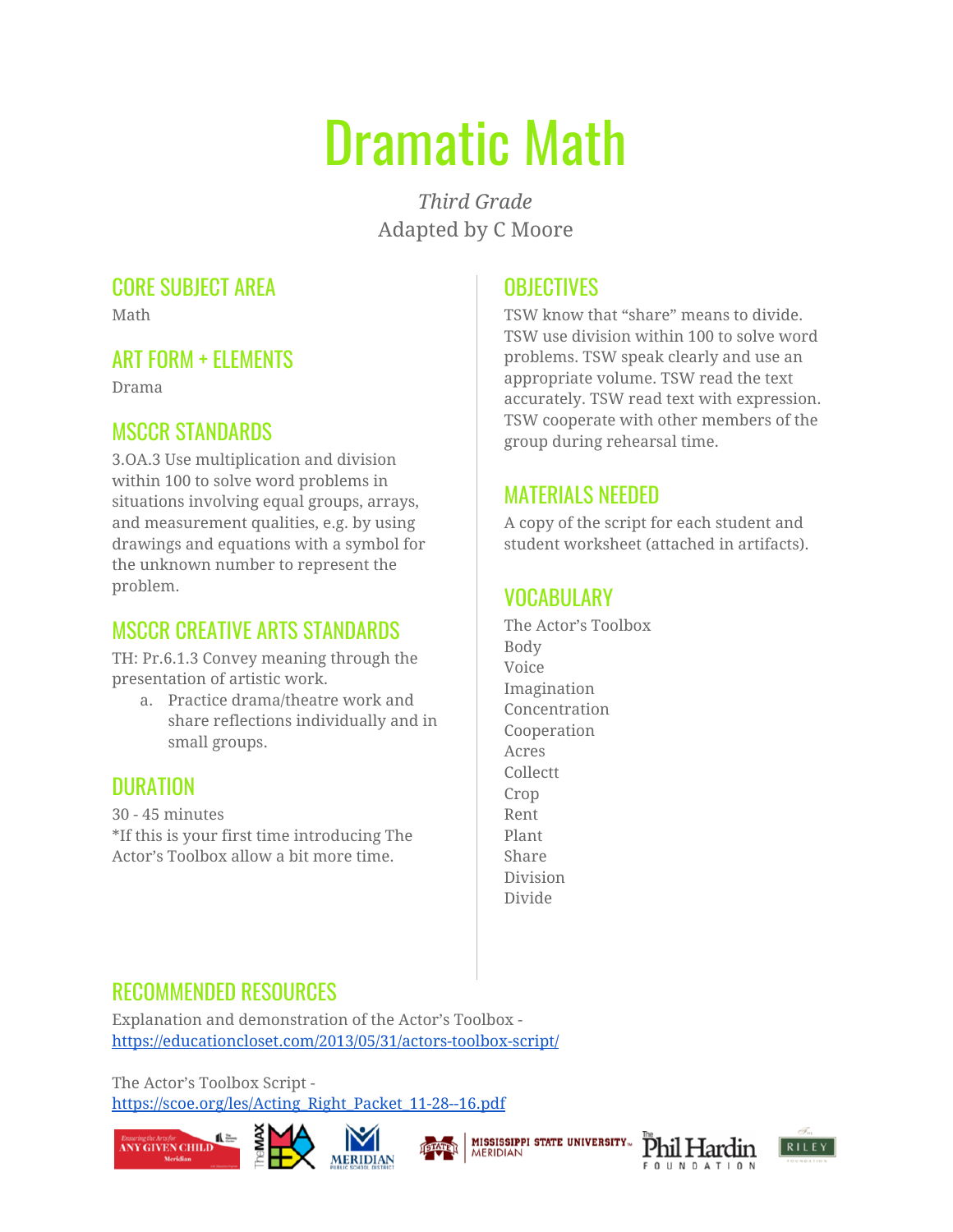# Dramatic Math

*Third Grade*

Adapted by C Moore

## CORE SUBJECT AREA

Math

## ART FORM + ELEMENTS

Drama

## MSCCR STANDARDS

3.OA.3 Use multiplication and division within 100 to solve word problems in situations involving equal groups, arrays, and measurement qualities, e.g. by using drawings and equations with a symbol for the unknown number to represent the problem.

## MSCCR CREATIVE ARTS STANDARDS

TH: Pr.6.1.3 Convey meaning through the presentation of artistic work.

a. Practice drama/theatre work and share reflections individually and in small groups.

## DURATION

30 - 45 minutes

*If this is your first time introducing The Actor's Toolbox allow a bit more time.

## OBJECTIVES

TSW know that "share" means to divide. TSW use division within 100 to solve word problems. TSW speak clearly and use an appropriate volume. TSW read the text accurately. TSW read text with expression. TSW cooperate with other members of the group during rehearsal time.

## MATERIALS NEEDED

A copy of the script for each student and student worksheet (attached in artifacts).

## VOCABULARY

The Actor's Toolbox
Body
Voice
Imagination
Concentration
Cooperation
Acres
Collectt
Crop
Rent
Plant
Share
Division
Divide

## RECOMMENDED RESOURCES

Explanation and demonstration of the Actor's Toolbox - https://educationcloset.com/2013/05/31/actors-toolbox-script/

The Actor's Toolbox Script - https://scoe.org/les/Acting_Right_Packet_11-28--16.pdf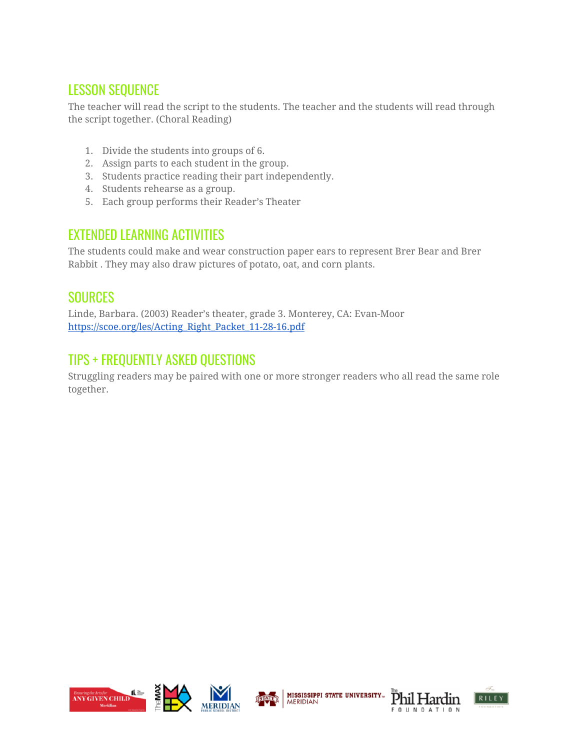## LESSON SEQUENCE

The teacher will read the script to the students. The teacher and the students will read through the script together. (Choral Reading)

1. Divide the students into groups of 6.
2. Assign parts to each student in the group.
3. Students practice reading their part independently.
4. Students rehearse as a group.
5. Each group performs their Reader's Theater

## EXTENDED LEARNING ACTIVITIES

The students could make and wear construction paper ears to represent Brer Bear and Brer Rabbit . They may also draw pictures of potato, oat, and corn plants.

## SOURCES

Linde, Barbara. (2003) Reader's theater, grade 3. Monterey, CA: Evan-Moor
https://scoe.org/les/Acting_Right_Packet_11-28-16.pdf

## TIPS + FREQUENTLY ASKED QUESTIONS

Struggling readers may be paired with one or more stronger readers who all read the same role together.